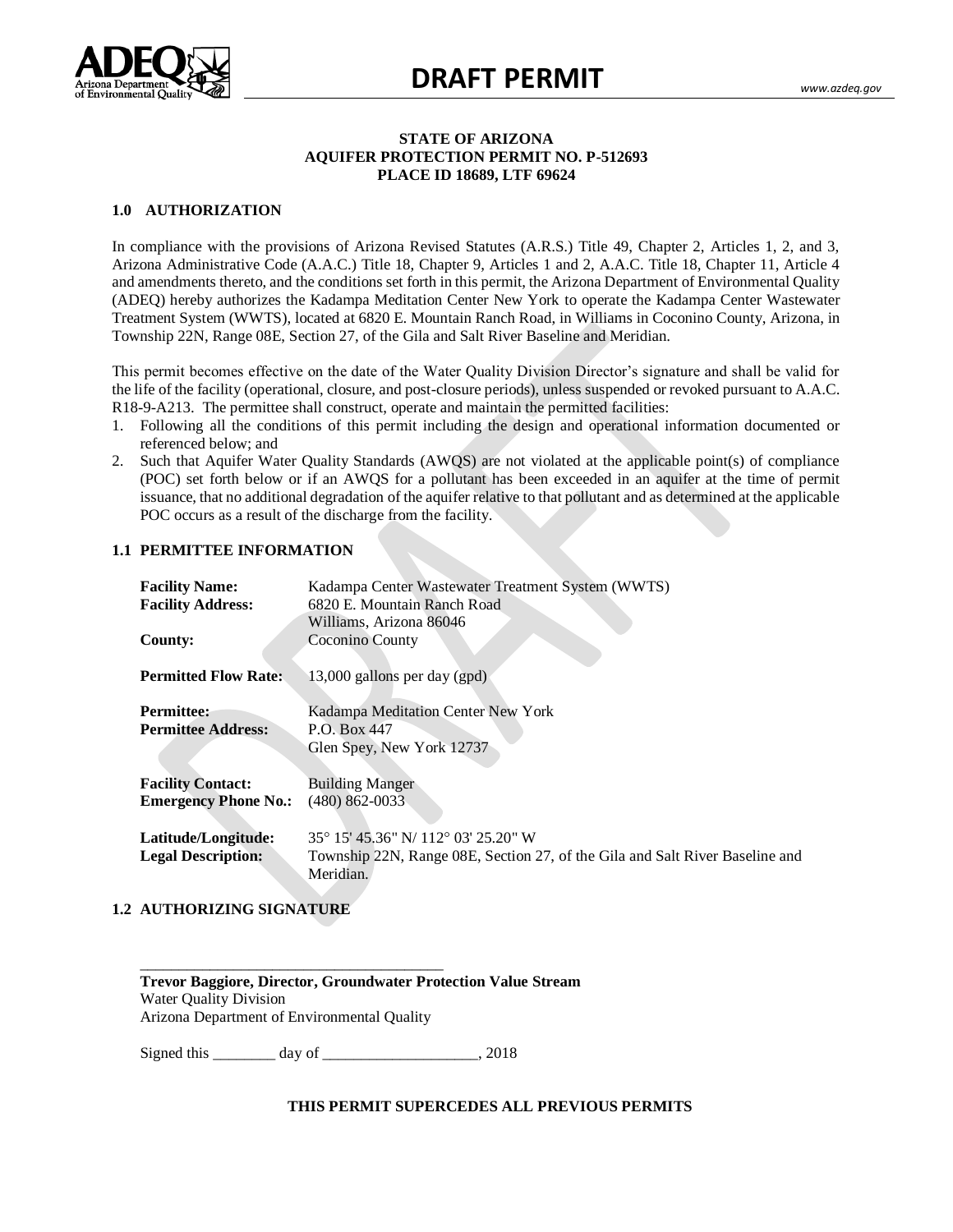# DRAFT PERMIT

**STATE OF ARIZONA**
**AQUIFER PROTECTION PERMIT NO. P-512693**
**PLACE ID 18689, LTF 69624**

## 1.0 AUTHORIZATION

In compliance with the provisions of Arizona Revised Statutes (A.R.S.) Title 49, Chapter 2, Articles 1, 2, and 3, Arizona Administrative Code (A.A.C.) Title 18, Chapter 9, Articles 1 and 2, A.A.C. Title 18, Chapter 11, Article 4 and amendments thereto, and the conditions set forth in this permit, the Arizona Department of Environmental Quality (ADEQ) hereby authorizes the Kadampa Meditation Center New York to operate the Kadampa Center Wastewater Treatment System (WWTS), located at 6820 E. Mountain Ranch Road, in Williams in Coconino County, Arizona, in Township 22N, Range 08E, Section 27, of the Gila and Salt River Baseline and Meridian.

This permit becomes effective on the date of the Water Quality Division Director's signature and shall be valid for the life of the facility (operational, closure, and post-closure periods), unless suspended or revoked pursuant to A.A.C. R18-9-A213. The permittee shall construct, operate and maintain the permitted facilities:

1. Following all the conditions of this permit including the design and operational information documented or referenced below; and
2. Such that Aquifer Water Quality Standards (AWQS) are not violated at the applicable point(s) of compliance (POC) set forth below or if an AWQS for a pollutant has been exceeded in an aquifer at the time of permit issuance, that no additional degradation of the aquifer relative to that pollutant and as determined at the applicable POC occurs as a result of the discharge from the facility.

## 1.1 PERMITTEE INFORMATION

**Facility Name:** Kadampa Center Wastewater Treatment System (WWTS)
**Facility Address:** 6820 E. Mountain Ranch Road
Williams, Arizona 86046
**County:** Coconino County

**Permitted Flow Rate:** 13,000 gallons per day (gpd)

**Permittee:** Kadampa Meditation Center New York
**Permittee Address:** P.O. Box 447
Glen Spey, New York 12737

**Facility Contact:** Building Manger
**Emergency Phone No.:** (480) 862-0033

**Latitude/Longitude:** 35° 15' 45.36" N/ 112° 03' 25.20" W
**Legal Description:** Township 22N, Range 08E, Section 27, of the Gila and Salt River Baseline and Meridian.

## 1.2 AUTHORIZING SIGNATURE

\_\_\_\_\_\_\_\_\_\_\_\_\_\_\_\_\_\_\_\_\_\_\_\_\_\_\_\_\_\_\_\_\_\_\_\_\_\_\_\_

**Trevor Baggiore, Director, Groundwater Protection Value Stream**
Water Quality Division
Arizona Department of Environmental Quality

Signed this \_\_\_\_\_\_\_\_ day of \_\_\_\_\_\_\_\_\_\_\_\_\_\_\_\_\_\_\_\_, 2018

**THIS PERMIT SUPERCEDES ALL PREVIOUS PERMITS**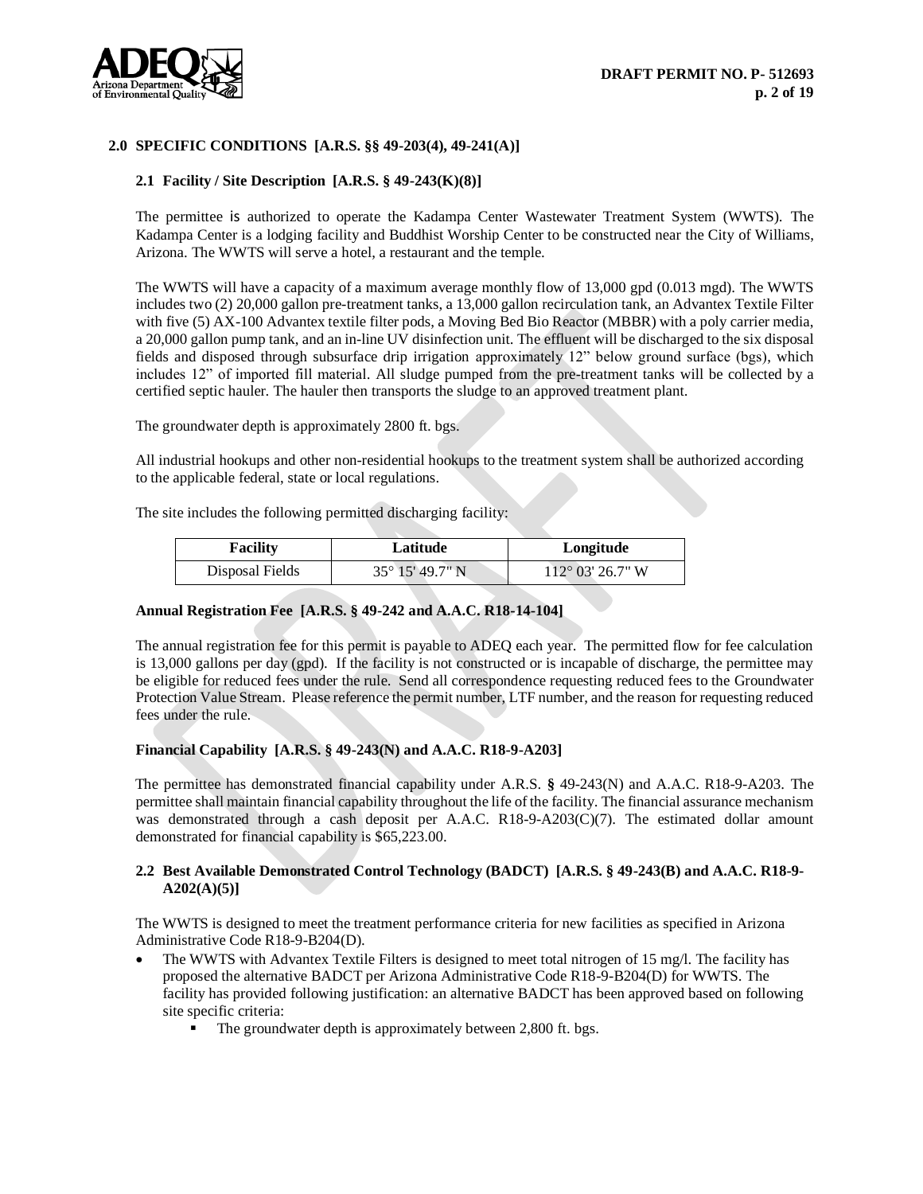## 2.0 SPECIFIC CONDITIONS [A.R.S. §§ 49-203(4), 49-241(A)]

### 2.1 Facility / Site Description [A.R.S. § 49-243(K)(8)]

The permittee is authorized to operate the Kadampa Center Wastewater Treatment System (WWTS). The Kadampa Center is a lodging facility and Buddhist Worship Center to be constructed near the City of Williams, Arizona. The WWTS will serve a hotel, a restaurant and the temple.

The WWTS will have a capacity of a maximum average monthly flow of 13,000 gpd (0.013 mgd). The WWTS includes two (2) 20,000 gallon pre-treatment tanks, a 13,000 gallon recirculation tank, an Advantex Textile Filter with five (5) AX-100 Advantex textile filter pods, a Moving Bed Bio Reactor (MBBR) with a poly carrier media, a 20,000 gallon pump tank, and an in-line UV disinfection unit. The effluent will be discharged to the six disposal fields and disposed through subsurface drip irrigation approximately 12" below ground surface (bgs), which includes 12" of imported fill material. All sludge pumped from the pre-treatment tanks will be collected by a certified septic hauler. The hauler then transports the sludge to an approved treatment plant.

The groundwater depth is approximately 2800 ft. bgs.

All industrial hookups and other non-residential hookups to the treatment system shall be authorized according to the applicable federal, state or local regulations.

The site includes the following permitted discharging facility:

| Facility | Latitude | Longitude |
|---|---|---|
| Disposal Fields | 35° 15' 49.7" N | 112° 03' 26.7" W |

**Annual Registration Fee [A.R.S. § 49-242 and A.A.C. R18-14-104]**

The annual registration fee for this permit is payable to ADEQ each year. The permitted flow for fee calculation is 13,000 gallons per day (gpd). If the facility is not constructed or is incapable of discharge, the permittee may be eligible for reduced fees under the rule. Send all correspondence requesting reduced fees to the Groundwater Protection Value Stream. Please reference the permit number, LTF number, and the reason for requesting reduced fees under the rule.

**Financial Capability [A.R.S. § 49-243(N) and A.A.C. R18-9-A203]**

The permittee has demonstrated financial capability under A.R.S. § 49-243(N) and A.A.C. R18-9-A203. The permittee shall maintain financial capability throughout the life of the facility. The financial assurance mechanism was demonstrated through a cash deposit per A.A.C. R18-9-A203(C)(7). The estimated dollar amount demonstrated for financial capability is $65,223.00.

### 2.2 Best Available Demonstrated Control Technology (BADCT) [A.R.S. § 49-243(B) and A.A.C. R18-9-A202(A)(5)]

The WWTS is designed to meet the treatment performance criteria for new facilities as specified in Arizona Administrative Code R18-9-B204(D).

- The WWTS with Advantex Textile Filters is designed to meet total nitrogen of 15 mg/l. The facility has proposed the alternative BADCT per Arizona Administrative Code R18-9-B204(D) for WWTS. The facility has provided following justification: an alternative BADCT has been approved based on following site specific criteria:
  - The groundwater depth is approximately between 2,800 ft. bgs.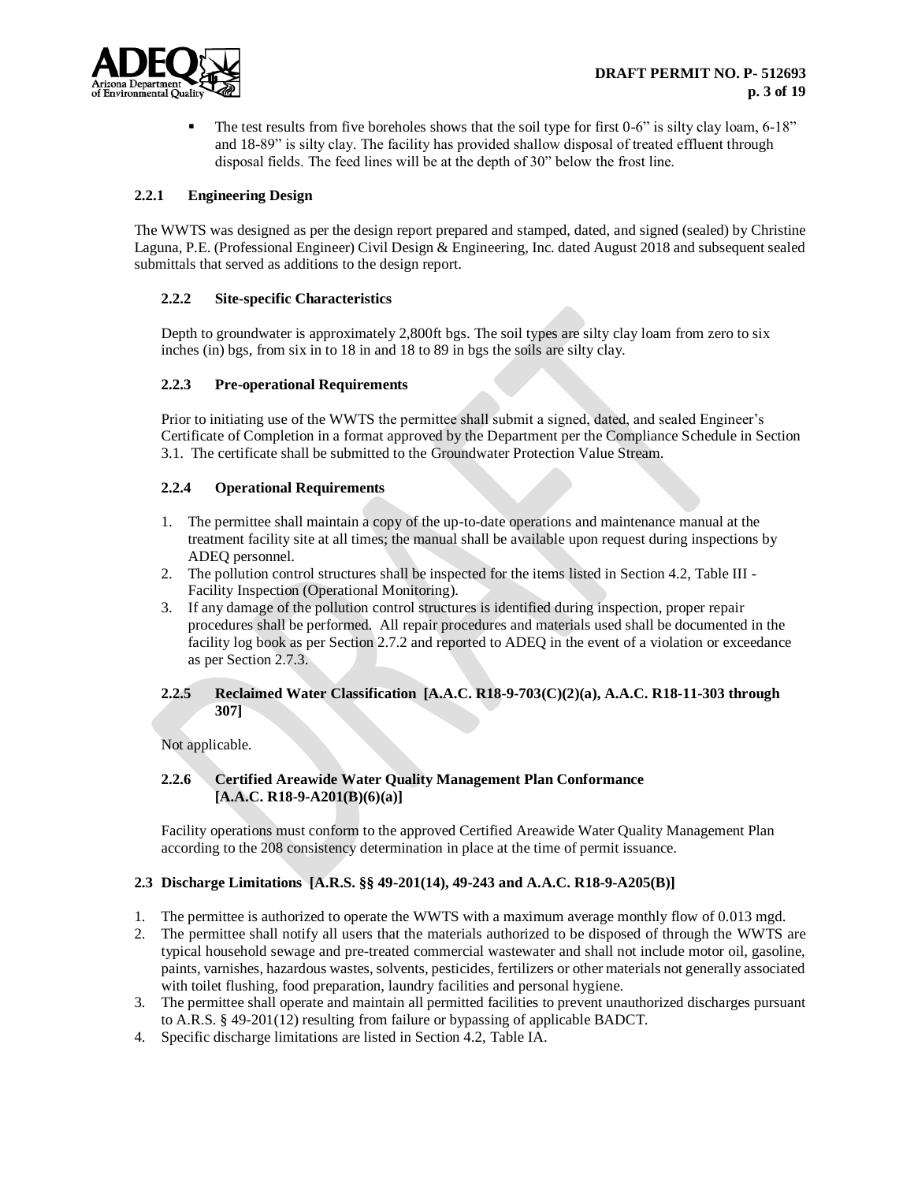- The test results from five boreholes shows that the soil type for first 0-6" is silty clay loam, 6-18" and 18-89" is silty clay. The facility has provided shallow disposal of treated effluent through disposal fields. The feed lines will be at the depth of 30" below the frost line.

### 2.2.1 Engineering Design

The WWTS was designed as per the design report prepared and stamped, dated, and signed (sealed) by Christine Laguna, P.E. (Professional Engineer) Civil Design & Engineering, Inc. dated August 2018 and subsequent sealed submittals that served as additions to the design report.

### 2.2.2 Site-specific Characteristics

Depth to groundwater is approximately 2,800ft bgs. The soil types are silty clay loam from zero to six inches (in) bgs, from six in to 18 in and 18 to 89 in bgs the soils are silty clay.

### 2.2.3 Pre-operational Requirements

Prior to initiating use of the WWTS the permittee shall submit a signed, dated, and sealed Engineer's Certificate of Completion in a format approved by the Department per the Compliance Schedule in Section 3.1. The certificate shall be submitted to the Groundwater Protection Value Stream.

### 2.2.4 Operational Requirements

1. The permittee shall maintain a copy of the up-to-date operations and maintenance manual at the treatment facility site at all times; the manual shall be available upon request during inspections by ADEQ personnel.
2. The pollution control structures shall be inspected for the items listed in Section 4.2, Table III - Facility Inspection (Operational Monitoring).
3. If any damage of the pollution control structures is identified during inspection, proper repair procedures shall be performed. All repair procedures and materials used shall be documented in the facility log book as per Section 2.7.2 and reported to ADEQ in the event of a violation or exceedance as per Section 2.7.3.

### 2.2.5 Reclaimed Water Classification [A.A.C. R18-9-703(C)(2)(a), A.A.C. R18-11-303 through 307]

Not applicable.

### 2.2.6 Certified Areawide Water Quality Management Plan Conformance [A.A.C. R18-9-A201(B)(6)(a)]

Facility operations must conform to the approved Certified Areawide Water Quality Management Plan according to the 208 consistency determination in place at the time of permit issuance.

## 2.3 Discharge Limitations [A.R.S. §§ 49-201(14), 49-243 and A.A.C. R18-9-A205(B)]

1. The permittee is authorized to operate the WWTS with a maximum average monthly flow of 0.013 mgd.
2. The permittee shall notify all users that the materials authorized to be disposed of through the WWTS are typical household sewage and pre-treated commercial wastewater and shall not include motor oil, gasoline, paints, varnishes, hazardous wastes, solvents, pesticides, fertilizers or other materials not generally associated with toilet flushing, food preparation, laundry facilities and personal hygiene.
3. The permittee shall operate and maintain all permitted facilities to prevent unauthorized discharges pursuant to A.R.S. § 49-201(12) resulting from failure or bypassing of applicable BADCT.
4. Specific discharge limitations are listed in Section 4.2, Table IA.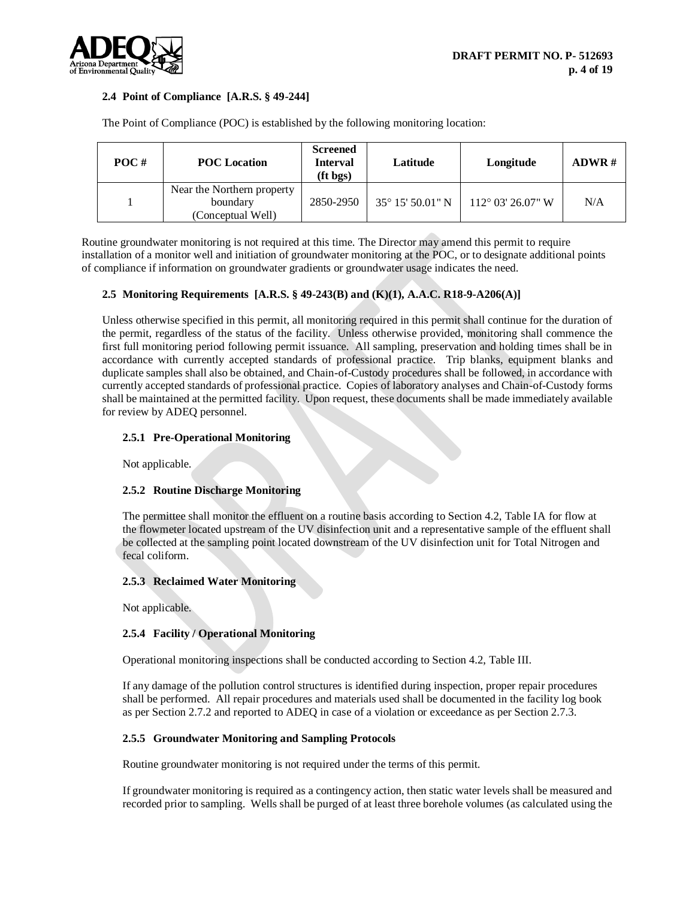### 2.4 Point of Compliance [A.R.S. § 49-244]

The Point of Compliance (POC) is established by the following monitoring location:

| POC # | POC Location | Screened Interval (ft bgs) | Latitude | Longitude | ADWR # |
|---|---|---|---|---|---|
| 1 | Near the Northern property boundary (Conceptual Well) | 2850-2950 | 35° 15' 50.01" N | 112° 03' 26.07" W | N/A |

Routine groundwater monitoring is not required at this time. The Director may amend this permit to require installation of a monitor well and initiation of groundwater monitoring at the POC, or to designate additional points of compliance if information on groundwater gradients or groundwater usage indicates the need.

### 2.5 Monitoring Requirements [A.R.S. § 49-243(B) and (K)(1), A.A.C. R18-9-A206(A)]

Unless otherwise specified in this permit, all monitoring required in this permit shall continue for the duration of the permit, regardless of the status of the facility. Unless otherwise provided, monitoring shall commence the first full monitoring period following permit issuance. All sampling, preservation and holding times shall be in accordance with currently accepted standards of professional practice. Trip blanks, equipment blanks and duplicate samples shall also be obtained, and Chain-of-Custody procedures shall be followed, in accordance with currently accepted standards of professional practice. Copies of laboratory analyses and Chain-of-Custody forms shall be maintained at the permitted facility. Upon request, these documents shall be made immediately available for review by ADEQ personnel.

#### 2.5.1 Pre-Operational Monitoring

Not applicable.

#### 2.5.2 Routine Discharge Monitoring

The permittee shall monitor the effluent on a routine basis according to Section 4.2, Table IA for flow at the flowmeter located upstream of the UV disinfection unit and a representative sample of the effluent shall be collected at the sampling point located downstream of the UV disinfection unit for Total Nitrogen and fecal coliform.

#### 2.5.3 Reclaimed Water Monitoring

Not applicable.

#### 2.5.4 Facility / Operational Monitoring

Operational monitoring inspections shall be conducted according to Section 4.2, Table III.

If any damage of the pollution control structures is identified during inspection, proper repair procedures shall be performed. All repair procedures and materials used shall be documented in the facility log book as per Section 2.7.2 and reported to ADEQ in case of a violation or exceedance as per Section 2.7.3.

#### 2.5.5 Groundwater Monitoring and Sampling Protocols

Routine groundwater monitoring is not required under the terms of this permit.

If groundwater monitoring is required as a contingency action, then static water levels shall be measured and recorded prior to sampling. Wells shall be purged of at least three borehole volumes (as calculated using the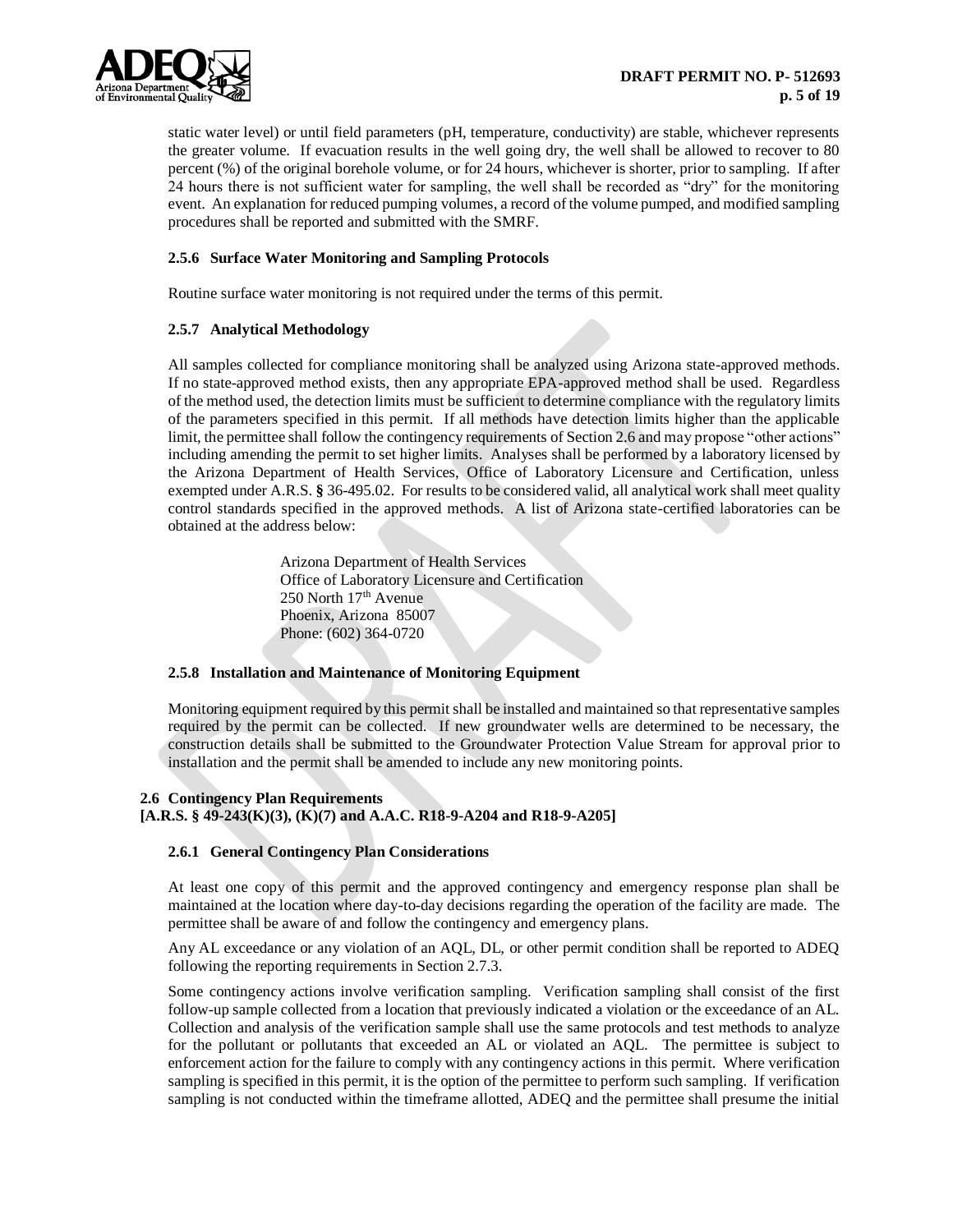static water level) or until field parameters (pH, temperature, conductivity) are stable, whichever represents the greater volume. If evacuation results in the well going dry, the well shall be allowed to recover to 80 percent (%) of the original borehole volume, or for 24 hours, whichever is shorter, prior to sampling. If after 24 hours there is not sufficient water for sampling, the well shall be recorded as "dry" for the monitoring event. An explanation for reduced pumping volumes, a record of the volume pumped, and modified sampling procedures shall be reported and submitted with the SMRF.

#### 2.5.6 Surface Water Monitoring and Sampling Protocols

Routine surface water monitoring is not required under the terms of this permit.

#### 2.5.7 Analytical Methodology

All samples collected for compliance monitoring shall be analyzed using Arizona state-approved methods. If no state-approved method exists, then any appropriate EPA-approved method shall be used. Regardless of the method used, the detection limits must be sufficient to determine compliance with the regulatory limits of the parameters specified in this permit. If all methods have detection limits higher than the applicable limit, the permittee shall follow the contingency requirements of Section 2.6 and may propose "other actions" including amending the permit to set higher limits. Analyses shall be performed by a laboratory licensed by the Arizona Department of Health Services, Office of Laboratory Licensure and Certification, unless exempted under A.R.S. **§** 36-495.02. For results to be considered valid, all analytical work shall meet quality control standards specified in the approved methods. A list of Arizona state-certified laboratories can be obtained at the address below:

Arizona Department of Health Services
Office of Laboratory Licensure and Certification
250 North 17th Avenue
Phoenix, Arizona 85007
Phone: (602) 364-0720

#### 2.5.8 Installation and Maintenance of Monitoring Equipment

Monitoring equipment required by this permit shall be installed and maintained so that representative samples required by the permit can be collected. If new groundwater wells are determined to be necessary, the construction details shall be submitted to the Groundwater Protection Value Stream for approval prior to installation and the permit shall be amended to include any new monitoring points.

### 2.6 Contingency Plan Requirements
**[A.R.S. § 49-243(K)(3), (K)(7) and A.A.C. R18-9-A204 and R18-9-A205]**

#### 2.6.1 General Contingency Plan Considerations

At least one copy of this permit and the approved contingency and emergency response plan shall be maintained at the location where day-to-day decisions regarding the operation of the facility are made. The permittee shall be aware of and follow the contingency and emergency plans.

Any AL exceedance or any violation of an AQL, DL, or other permit condition shall be reported to ADEQ following the reporting requirements in Section 2.7.3.

Some contingency actions involve verification sampling. Verification sampling shall consist of the first follow-up sample collected from a location that previously indicated a violation or the exceedance of an AL. Collection and analysis of the verification sample shall use the same protocols and test methods to analyze for the pollutant or pollutants that exceeded an AL or violated an AQL. The permittee is subject to enforcement action for the failure to comply with any contingency actions in this permit. Where verification sampling is specified in this permit, it is the option of the permittee to perform such sampling. If verification sampling is not conducted within the timeframe allotted, ADEQ and the permittee shall presume the initial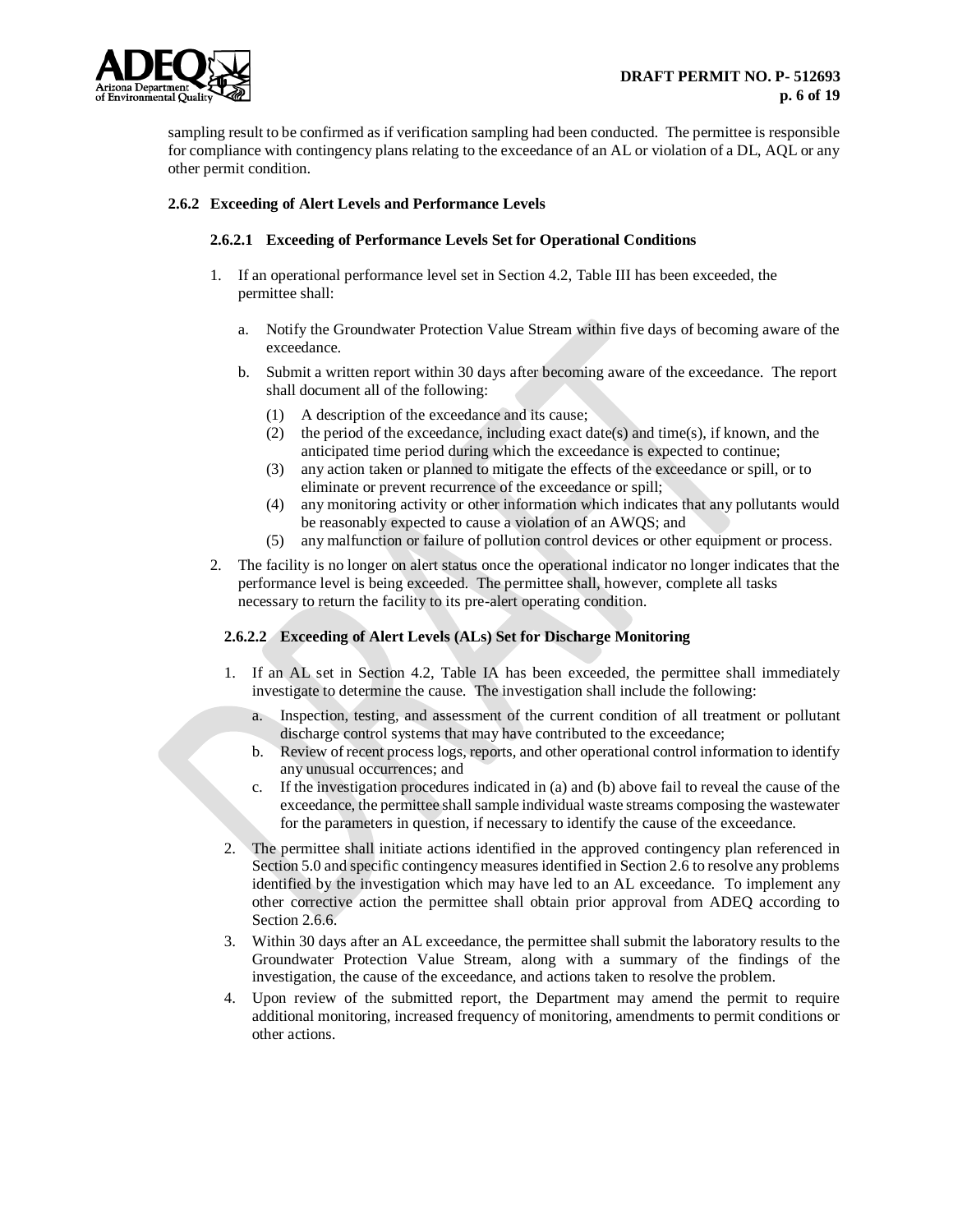sampling result to be confirmed as if verification sampling had been conducted. The permittee is responsible for compliance with contingency plans relating to the exceedance of an AL or violation of a DL, AQL or any other permit condition.

### 2.6.2 Exceeding of Alert Levels and Performance Levels

#### 2.6.2.1 Exceeding of Performance Levels Set for Operational Conditions

1. If an operational performance level set in Section 4.2, Table III has been exceeded, the permittee shall:

   a. Notify the Groundwater Protection Value Stream within five days of becoming aware of the exceedance.

   b. Submit a written report within 30 days after becoming aware of the exceedance. The report shall document all of the following:

      (1) A description of the exceedance and its cause;
      (2) the period of the exceedance, including exact date(s) and time(s), if known, and the anticipated time period during which the exceedance is expected to continue;
      (3) any action taken or planned to mitigate the effects of the exceedance or spill, or to eliminate or prevent recurrence of the exceedance or spill;
      (4) any monitoring activity or other information which indicates that any pollutants would be reasonably expected to cause a violation of an AWQS; and
      (5) any malfunction or failure of pollution control devices or other equipment or process.

2. The facility is no longer on alert status once the operational indicator no longer indicates that the performance level is being exceeded. The permittee shall, however, complete all tasks necessary to return the facility to its pre-alert operating condition.

#### 2.6.2.2 Exceeding of Alert Levels (ALs) Set for Discharge Monitoring

1. If an AL set in Section 4.2, Table IA has been exceeded, the permittee shall immediately investigate to determine the cause. The investigation shall include the following:

   a. Inspection, testing, and assessment of the current condition of all treatment or pollutant discharge control systems that may have contributed to the exceedance;
   b. Review of recent process logs, reports, and other operational control information to identify any unusual occurrences; and
   c. If the investigation procedures indicated in (a) and (b) above fail to reveal the cause of the exceedance, the permittee shall sample individual waste streams composing the wastewater for the parameters in question, if necessary to identify the cause of the exceedance.

2. The permittee shall initiate actions identified in the approved contingency plan referenced in Section 5.0 and specific contingency measures identified in Section 2.6 to resolve any problems identified by the investigation which may have led to an AL exceedance. To implement any other corrective action the permittee shall obtain prior approval from ADEQ according to Section 2.6.6.

3. Within 30 days after an AL exceedance, the permittee shall submit the laboratory results to the Groundwater Protection Value Stream, along with a summary of the findings of the investigation, the cause of the exceedance, and actions taken to resolve the problem.

4. Upon review of the submitted report, the Department may amend the permit to require additional monitoring, increased frequency of monitoring, amendments to permit conditions or other actions.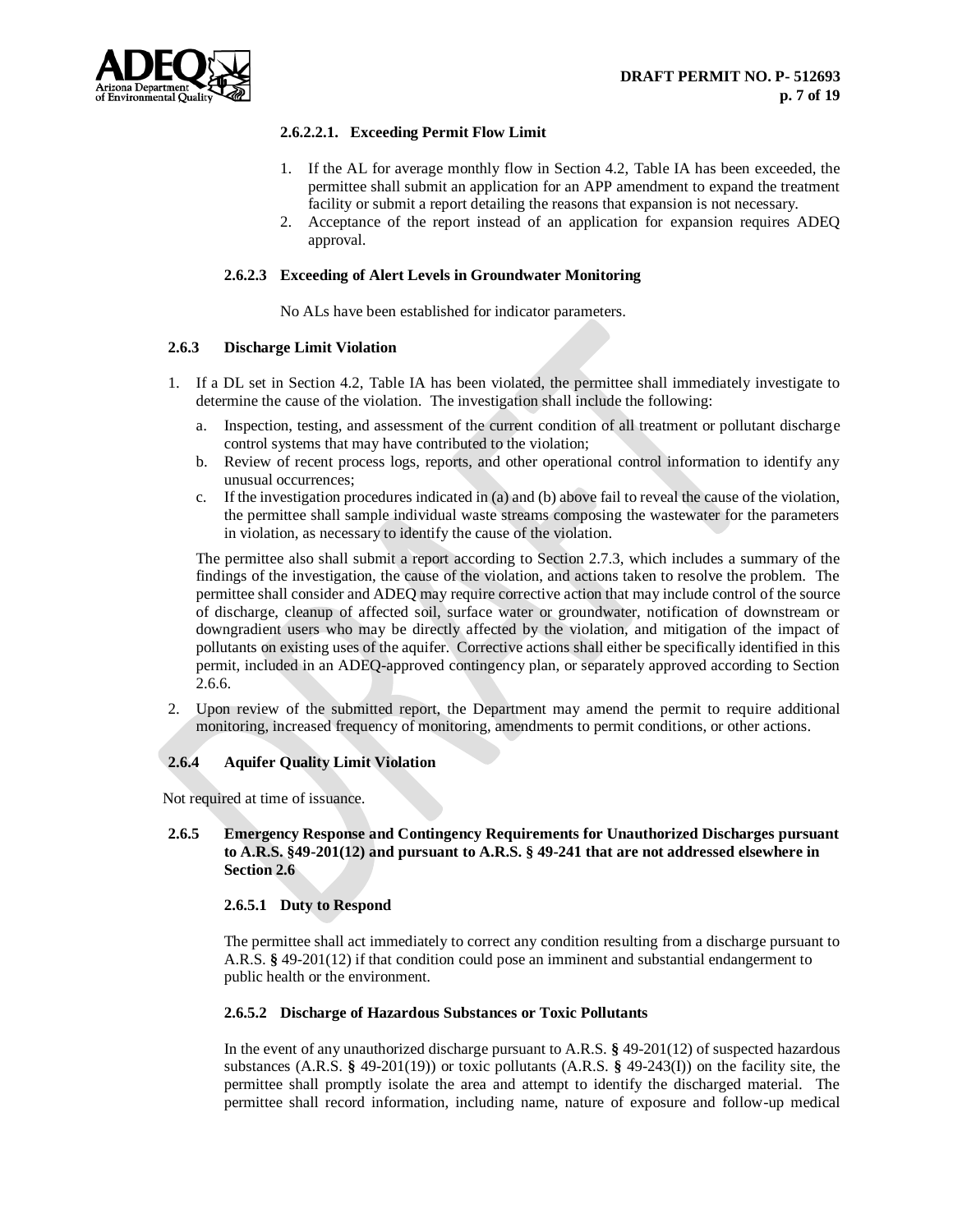#### 2.6.2.2.1. Exceeding Permit Flow Limit

1. If the AL for average monthly flow in Section 4.2, Table IA has been exceeded, the permittee shall submit an application for an APP amendment to expand the treatment facility or submit a report detailing the reasons that expansion is not necessary.
2. Acceptance of the report instead of an application for expansion requires ADEQ approval.

#### 2.6.2.3 Exceeding of Alert Levels in Groundwater Monitoring

No ALs have been established for indicator parameters.

### 2.6.3 Discharge Limit Violation

1. If a DL set in Section 4.2, Table IA has been violated, the permittee shall immediately investigate to determine the cause of the violation. The investigation shall include the following:
   a. Inspection, testing, and assessment of the current condition of all treatment or pollutant discharge control systems that may have contributed to the violation;
   b. Review of recent process logs, reports, and other operational control information to identify any unusual occurrences;
   c. If the investigation procedures indicated in (a) and (b) above fail to reveal the cause of the violation, the permittee shall sample individual waste streams composing the wastewater for the parameters in violation, as necessary to identify the cause of the violation.

   The permittee also shall submit a report according to Section 2.7.3, which includes a summary of the findings of the investigation, the cause of the violation, and actions taken to resolve the problem. The permittee shall consider and ADEQ may require corrective action that may include control of the source of discharge, cleanup of affected soil, surface water or groundwater, notification of downstream or downgradient users who may be directly affected by the violation, and mitigation of the impact of pollutants on existing uses of the aquifer. Corrective actions shall either be specifically identified in this permit, included in an ADEQ-approved contingency plan, or separately approved according to Section 2.6.6.

2. Upon review of the submitted report, the Department may amend the permit to require additional monitoring, increased frequency of monitoring, amendments to permit conditions, or other actions.

### 2.6.4 Aquifer Quality Limit Violation

Not required at time of issuance.

### 2.6.5 Emergency Response and Contingency Requirements for Unauthorized Discharges pursuant to A.R.S. §49-201(12) and pursuant to A.R.S. § 49-241 that are not addressed elsewhere in Section 2.6

#### 2.6.5.1 Duty to Respond

The permittee shall act immediately to correct any condition resulting from a discharge pursuant to A.R.S. § 49-201(12) if that condition could pose an imminent and substantial endangerment to public health or the environment.

#### 2.6.5.2 Discharge of Hazardous Substances or Toxic Pollutants

In the event of any unauthorized discharge pursuant to A.R.S. § 49-201(12) of suspected hazardous substances (A.R.S. § 49-201(19)) or toxic pollutants (A.R.S. § 49-243(I)) on the facility site, the permittee shall promptly isolate the area and attempt to identify the discharged material. The permittee shall record information, including name, nature of exposure and follow-up medical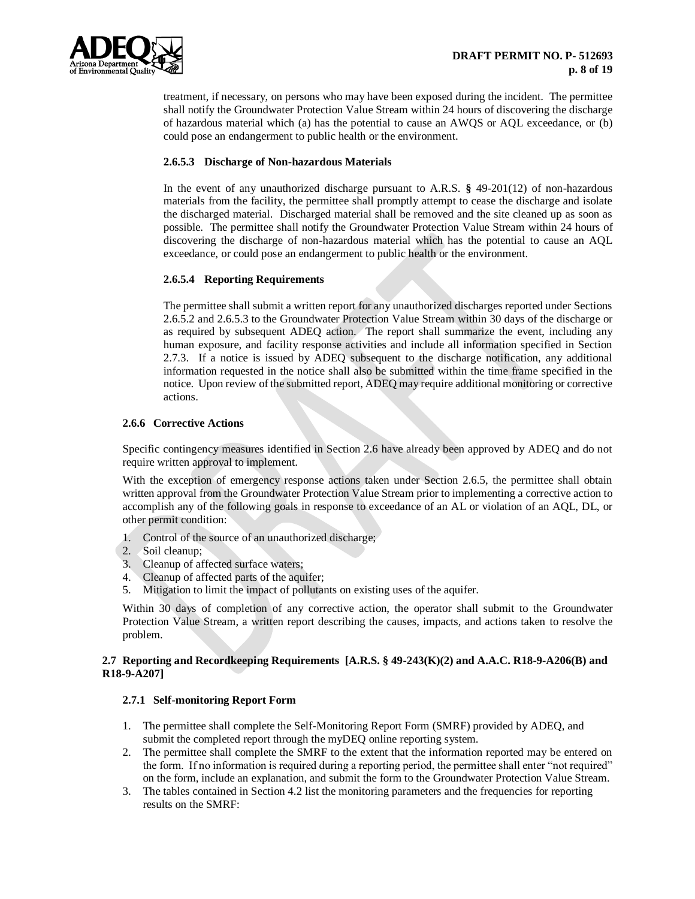treatment, if necessary, on persons who may have been exposed during the incident. The permittee shall notify the Groundwater Protection Value Stream within 24 hours of discovering the discharge of hazardous material which (a) has the potential to cause an AWQS or AQL exceedance, or (b) could pose an endangerment to public health or the environment.

#### 2.6.5.3 Discharge of Non-hazardous Materials

In the event of any unauthorized discharge pursuant to A.R.S. § 49-201(12) of non-hazardous materials from the facility, the permittee shall promptly attempt to cease the discharge and isolate the discharged material. Discharged material shall be removed and the site cleaned up as soon as possible. The permittee shall notify the Groundwater Protection Value Stream within 24 hours of discovering the discharge of non-hazardous material which has the potential to cause an AQL exceedance, or could pose an endangerment to public health or the environment.

#### 2.6.5.4 Reporting Requirements

The permittee shall submit a written report for any unauthorized discharges reported under Sections 2.6.5.2 and 2.6.5.3 to the Groundwater Protection Value Stream within 30 days of the discharge or as required by subsequent ADEQ action. The report shall summarize the event, including any human exposure, and facility response activities and include all information specified in Section 2.7.3. If a notice is issued by ADEQ subsequent to the discharge notification, any additional information requested in the notice shall also be submitted within the time frame specified in the notice. Upon review of the submitted report, ADEQ may require additional monitoring or corrective actions.

### 2.6.6 Corrective Actions

Specific contingency measures identified in Section 2.6 have already been approved by ADEQ and do not require written approval to implement.

With the exception of emergency response actions taken under Section 2.6.5, the permittee shall obtain written approval from the Groundwater Protection Value Stream prior to implementing a corrective action to accomplish any of the following goals in response to exceedance of an AL or violation of an AQL, DL, or other permit condition:

1. Control of the source of an unauthorized discharge;
2. Soil cleanup;
3. Cleanup of affected surface waters;
4. Cleanup of affected parts of the aquifer;
5. Mitigation to limit the impact of pollutants on existing uses of the aquifer.

Within 30 days of completion of any corrective action, the operator shall submit to the Groundwater Protection Value Stream, a written report describing the causes, impacts, and actions taken to resolve the problem.

## 2.7 Reporting and Recordkeeping Requirements [A.R.S. § 49-243(K)(2) and A.A.C. R18-9-A206(B) and R18-9-A207]

### 2.7.1 Self-monitoring Report Form

1. The permittee shall complete the Self-Monitoring Report Form (SMRF) provided by ADEQ, and submit the completed report through the myDEQ online reporting system.
2. The permittee shall complete the SMRF to the extent that the information reported may be entered on the form. If no information is required during a reporting period, the permittee shall enter "not required" on the form, include an explanation, and submit the form to the Groundwater Protection Value Stream.
3. The tables contained in Section 4.2 list the monitoring parameters and the frequencies for reporting results on the SMRF: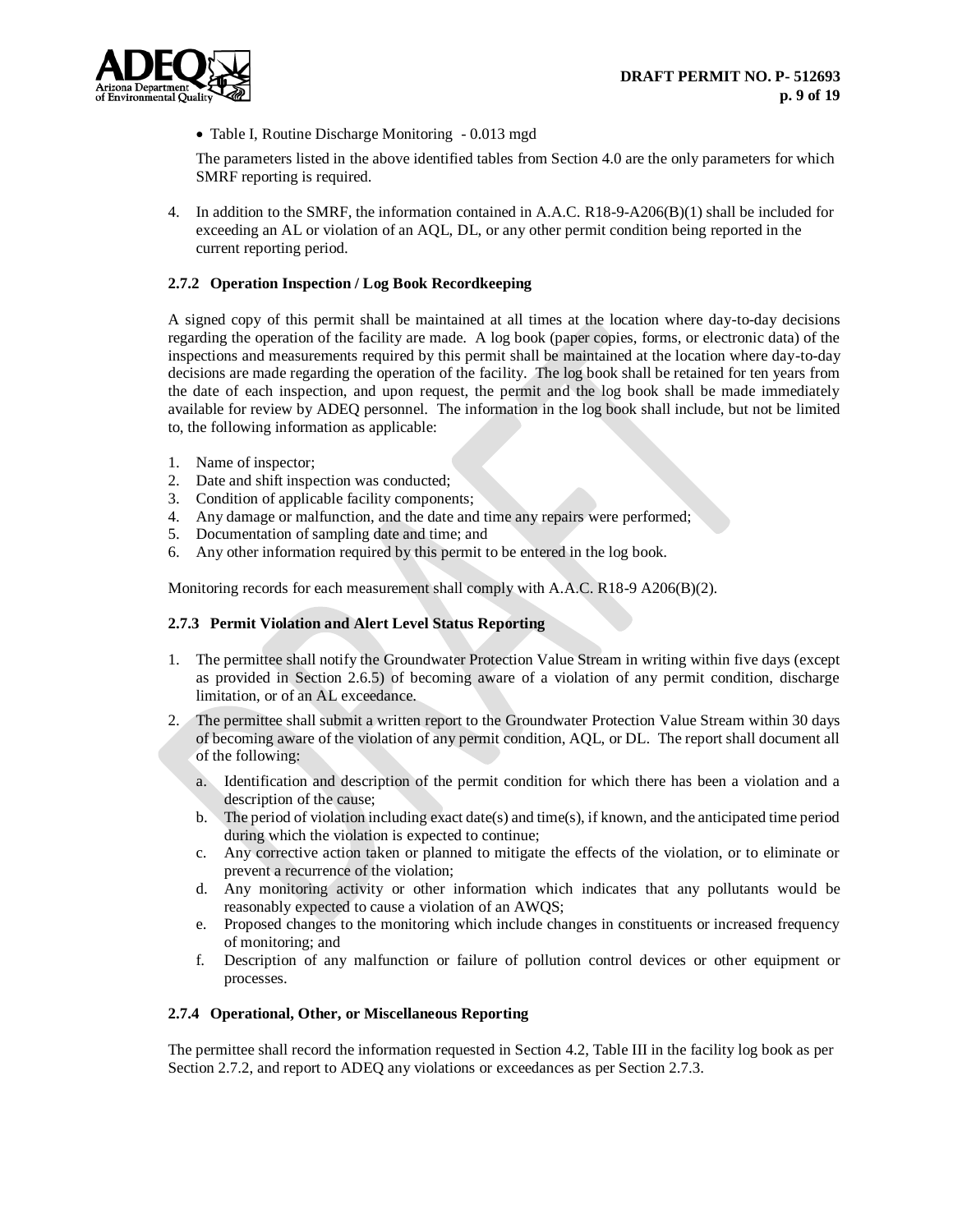- Table I, Routine Discharge Monitoring - 0.013 mgd

The parameters listed in the above identified tables from Section 4.0 are the only parameters for which SMRF reporting is required.

4. In addition to the SMRF, the information contained in A.A.C. R18-9-A206(B)(1) shall be included for exceeding an AL or violation of an AQL, DL, or any other permit condition being reported in the current reporting period.

### 2.7.2 Operation Inspection / Log Book Recordkeeping

A signed copy of this permit shall be maintained at all times at the location where day-to-day decisions regarding the operation of the facility are made. A log book (paper copies, forms, or electronic data) of the inspections and measurements required by this permit shall be maintained at the location where day-to-day decisions are made regarding the operation of the facility. The log book shall be retained for ten years from the date of each inspection, and upon request, the permit and the log book shall be made immediately available for review by ADEQ personnel. The information in the log book shall include, but not be limited to, the following information as applicable:

1. Name of inspector;
2. Date and shift inspection was conducted;
3. Condition of applicable facility components;
4. Any damage or malfunction, and the date and time any repairs were performed;
5. Documentation of sampling date and time; and
6. Any other information required by this permit to be entered in the log book.

Monitoring records for each measurement shall comply with A.A.C. R18-9 A206(B)(2).

### 2.7.3 Permit Violation and Alert Level Status Reporting

1. The permittee shall notify the Groundwater Protection Value Stream in writing within five days (except as provided in Section 2.6.5) of becoming aware of a violation of any permit condition, discharge limitation, or of an AL exceedance.
2. The permittee shall submit a written report to the Groundwater Protection Value Stream within 30 days of becoming aware of the violation of any permit condition, AQL, or DL. The report shall document all of the following:
   a. Identification and description of the permit condition for which there has been a violation and a description of the cause;
   b. The period of violation including exact date(s) and time(s), if known, and the anticipated time period during which the violation is expected to continue;
   c. Any corrective action taken or planned to mitigate the effects of the violation, or to eliminate or prevent a recurrence of the violation;
   d. Any monitoring activity or other information which indicates that any pollutants would be reasonably expected to cause a violation of an AWQS;
   e. Proposed changes to the monitoring which include changes in constituents or increased frequency of monitoring; and
   f. Description of any malfunction or failure of pollution control devices or other equipment or processes.

### 2.7.4 Operational, Other, or Miscellaneous Reporting

The permittee shall record the information requested in Section 4.2, Table III in the facility log book as per Section 2.7.2, and report to ADEQ any violations or exceedances as per Section 2.7.3.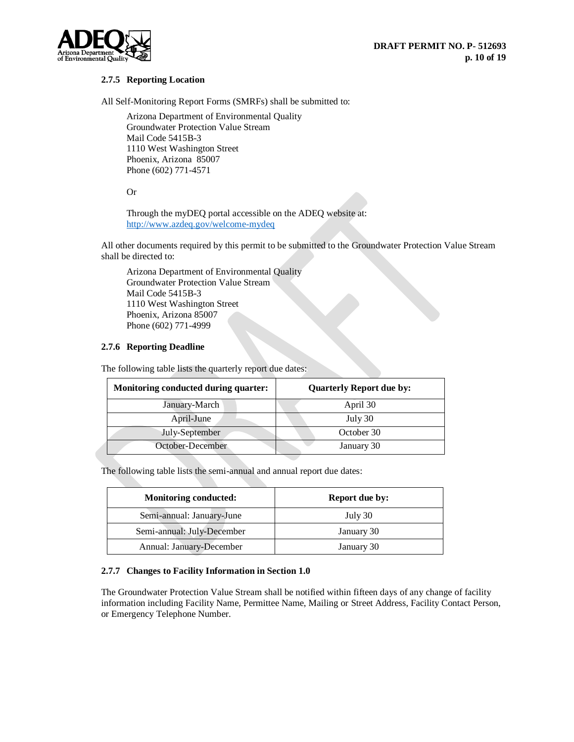### 2.7.5 Reporting Location

All Self-Monitoring Report Forms (SMRFs) shall be submitted to:

Arizona Department of Environmental Quality  
Groundwater Protection Value Stream  
Mail Code 5415B-3  
1110 West Washington Street  
Phoenix, Arizona 85007  
Phone (602) 771-4571

Or

Through the myDEQ portal accessible on the ADEQ website at:  
http://www.azdeq.gov/welcome-mydeq

All other documents required by this permit to be submitted to the Groundwater Protection Value Stream shall be directed to:

Arizona Department of Environmental Quality  
Groundwater Protection Value Stream  
Mail Code 5415B-3  
1110 West Washington Street  
Phoenix, Arizona 85007  
Phone (602) 771-4999

### 2.7.6 Reporting Deadline

The following table lists the quarterly report due dates:

| Monitoring conducted during quarter: | Quarterly Report due by: |
|---|---|
| January-March | April 30 |
| April-June | July 30 |
| July-September | October 30 |
| October-December | January 30 |

The following table lists the semi-annual and annual report due dates:

| Monitoring conducted: | Report due by: |
|---|---|
| Semi-annual: January-June | July 30 |
| Semi-annual: July-December | January 30 |
| Annual: January-December | January 30 |

### 2.7.7 Changes to Facility Information in Section 1.0

The Groundwater Protection Value Stream shall be notified within fifteen days of any change of facility information including Facility Name, Permittee Name, Mailing or Street Address, Facility Contact Person, or Emergency Telephone Number.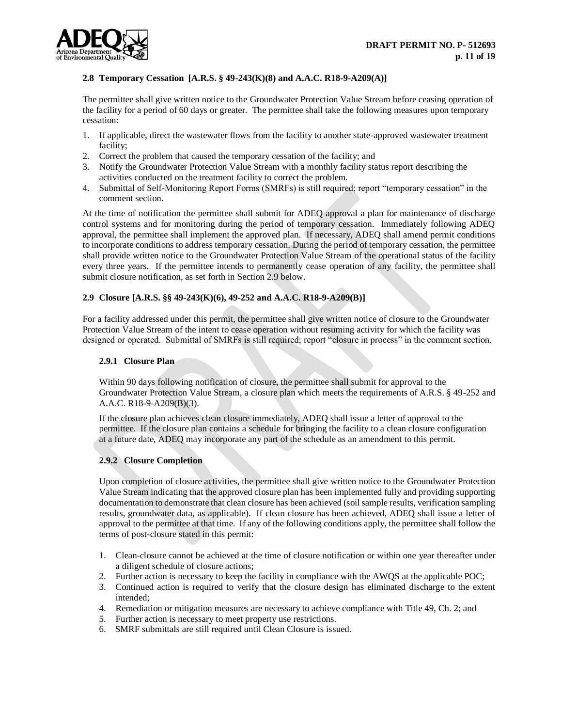### 2.8 Temporary Cessation [A.R.S. § 49-243(K)(8) and A.A.C. R18-9-A209(A)]

The permittee shall give written notice to the Groundwater Protection Value Stream before ceasing operation of the facility for a period of 60 days or greater. The permittee shall take the following measures upon temporary cessation:

1. If applicable, direct the wastewater flows from the facility to another state-approved wastewater treatment facility;
2. Correct the problem that caused the temporary cessation of the facility; and
3. Notify the Groundwater Protection Value Stream with a monthly facility status report describing the activities conducted on the treatment facility to correct the problem.
4. Submittal of Self-Monitoring Report Forms (SMRFs) is still required; report "temporary cessation" in the comment section.

At the time of notification the permittee shall submit for ADEQ approval a plan for maintenance of discharge control systems and for monitoring during the period of temporary cessation. Immediately following ADEQ approval, the permittee shall implement the approved plan. If necessary, ADEQ shall amend permit conditions to incorporate conditions to address temporary cessation. During the period of temporary cessation, the permittee shall provide written notice to the Groundwater Protection Value Stream of the operational status of the facility every three years. If the permittee intends to permanently cease operation of any facility, the permittee shall submit closure notification, as set forth in Section 2.9 below.

### 2.9 Closure [A.R.S. §§ 49-243(K)(6), 49-252 and A.A.C. R18-9-A209(B)]

For a facility addressed under this permit, the permittee shall give written notice of closure to the Groundwater Protection Value Stream of the intent to cease operation without resuming activity for which the facility was designed or operated. Submittal of SMRFs is still required; report "closure in process" in the comment section.

#### 2.9.1 Closure Plan

Within 90 days following notification of closure, the permittee shall submit for approval to the Groundwater Protection Value Stream, a closure plan which meets the requirements of A.R.S. § 49-252 and A.A.C. R18-9-A209(B)(3).

If the closure plan achieves clean closure immediately, ADEQ shall issue a letter of approval to the permittee. If the closure plan contains a schedule for bringing the facility to a clean closure configuration at a future date, ADEQ may incorporate any part of the schedule as an amendment to this permit.

#### 2.9.2 Closure Completion

Upon completion of closure activities, the permittee shall give written notice to the Groundwater Protection Value Stream indicating that the approved closure plan has been implemented fully and providing supporting documentation to demonstrate that clean closure has been achieved (soil sample results, verification sampling results, groundwater data, as applicable). If clean closure has been achieved, ADEQ shall issue a letter of approval to the permittee at that time. If any of the following conditions apply, the permittee shall follow the terms of post-closure stated in this permit:

1. Clean-closure cannot be achieved at the time of closure notification or within one year thereafter under a diligent schedule of closure actions;
2. Further action is necessary to keep the facility in compliance with the AWQS at the applicable POC;
3. Continued action is required to verify that the closure design has eliminated discharge to the extent intended;
4. Remediation or mitigation measures are necessary to achieve compliance with Title 49, Ch. 2; and
5. Further action is necessary to meet property use restrictions.
6. SMRF submittals are still required until Clean Closure is issued.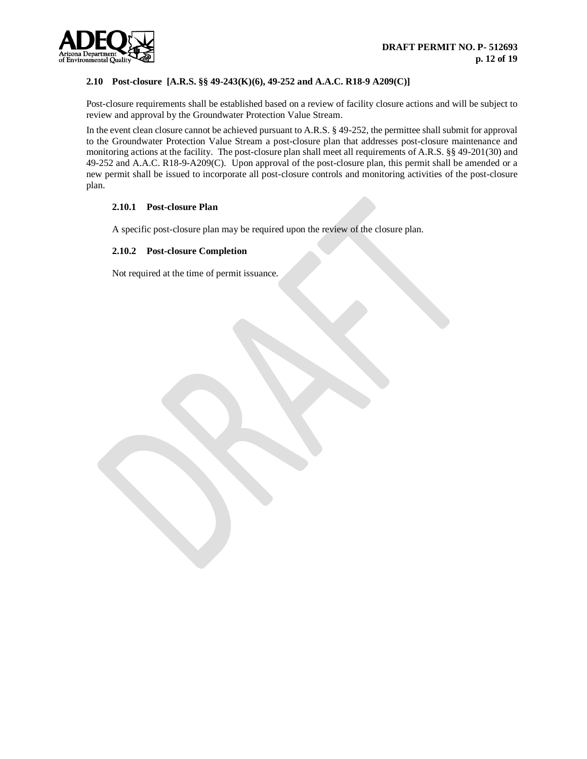### 2.10 Post-closure [A.R.S. §§ 49-243(K)(6), 49-252 and A.A.C. R18-9 A209(C)]

Post-closure requirements shall be established based on a review of facility closure actions and will be subject to review and approval by the Groundwater Protection Value Stream.

In the event clean closure cannot be achieved pursuant to A.R.S. § 49-252, the permittee shall submit for approval to the Groundwater Protection Value Stream a post-closure plan that addresses post-closure maintenance and monitoring actions at the facility. The post-closure plan shall meet all requirements of A.R.S. §§ 49-201(30) and 49-252 and A.A.C. R18-9-A209(C). Upon approval of the post-closure plan, this permit shall be amended or a new permit shall be issued to incorporate all post-closure controls and monitoring activities of the post-closure plan.

#### 2.10.1 Post-closure Plan

A specific post-closure plan may be required upon the review of the closure plan.

#### 2.10.2 Post-closure Completion

Not required at the time of permit issuance.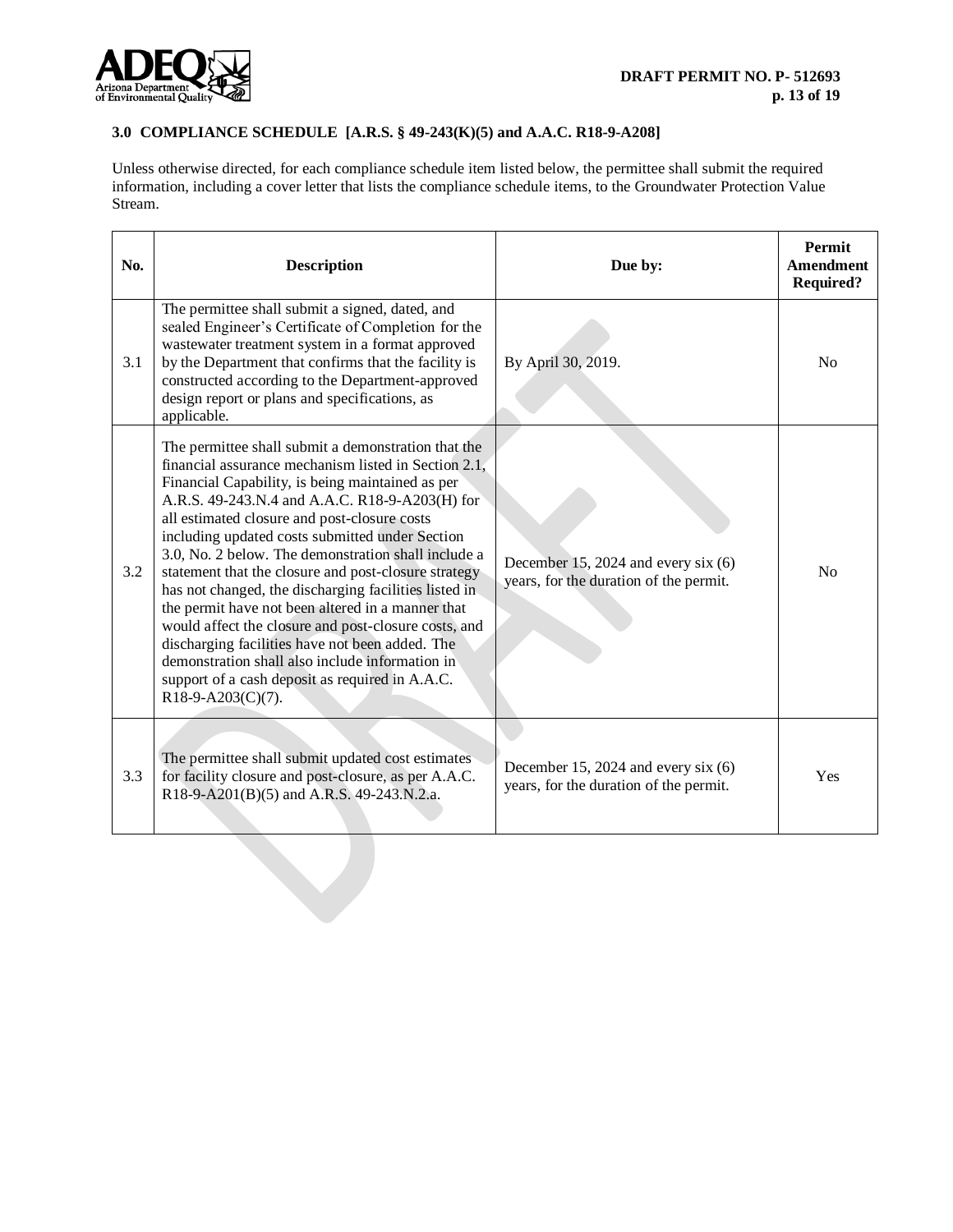## 3.0 COMPLIANCE SCHEDULE [A.R.S. § 49-243(K)(5) and A.A.C. R18-9-A208]

Unless otherwise directed, for each compliance schedule item listed below, the permittee shall submit the required information, including a cover letter that lists the compliance schedule items, to the Groundwater Protection Value Stream.

| No. | Description | Due by: | Permit Amendment Required? |
|---|---|---|---|
| 3.1 | The permittee shall submit a signed, dated, and sealed Engineer's Certificate of Completion for the wastewater treatment system in a format approved by the Department that confirms that the facility is constructed according to the Department-approved design report or plans and specifications, as applicable. | By April 30, 2019. | No |
| 3.2 | The permittee shall submit a demonstration that the financial assurance mechanism listed in Section 2.1, Financial Capability, is being maintained as per A.R.S. 49-243.N.4 and A.A.C. R18-9-A203(H) for all estimated closure and post-closure costs including updated costs submitted under Section 3.0, No. 2 below. The demonstration shall include a statement that the closure and post-closure strategy has not changed, the discharging facilities listed in the permit have not been altered in a manner that would affect the closure and post-closure costs, and discharging facilities have not been added. The demonstration shall also include information in support of a cash deposit as required in A.A.C. R18-9-A203(C)(7). | December 15, 2024 and every six (6) years, for the duration of the permit. | No |
| 3.3 | The permittee shall submit updated cost estimates for facility closure and post-closure, as per A.A.C. R18-9-A201(B)(5) and A.R.S. 49-243.N.2.a. | December 15, 2024 and every six (6) years, for the duration of the permit. | Yes |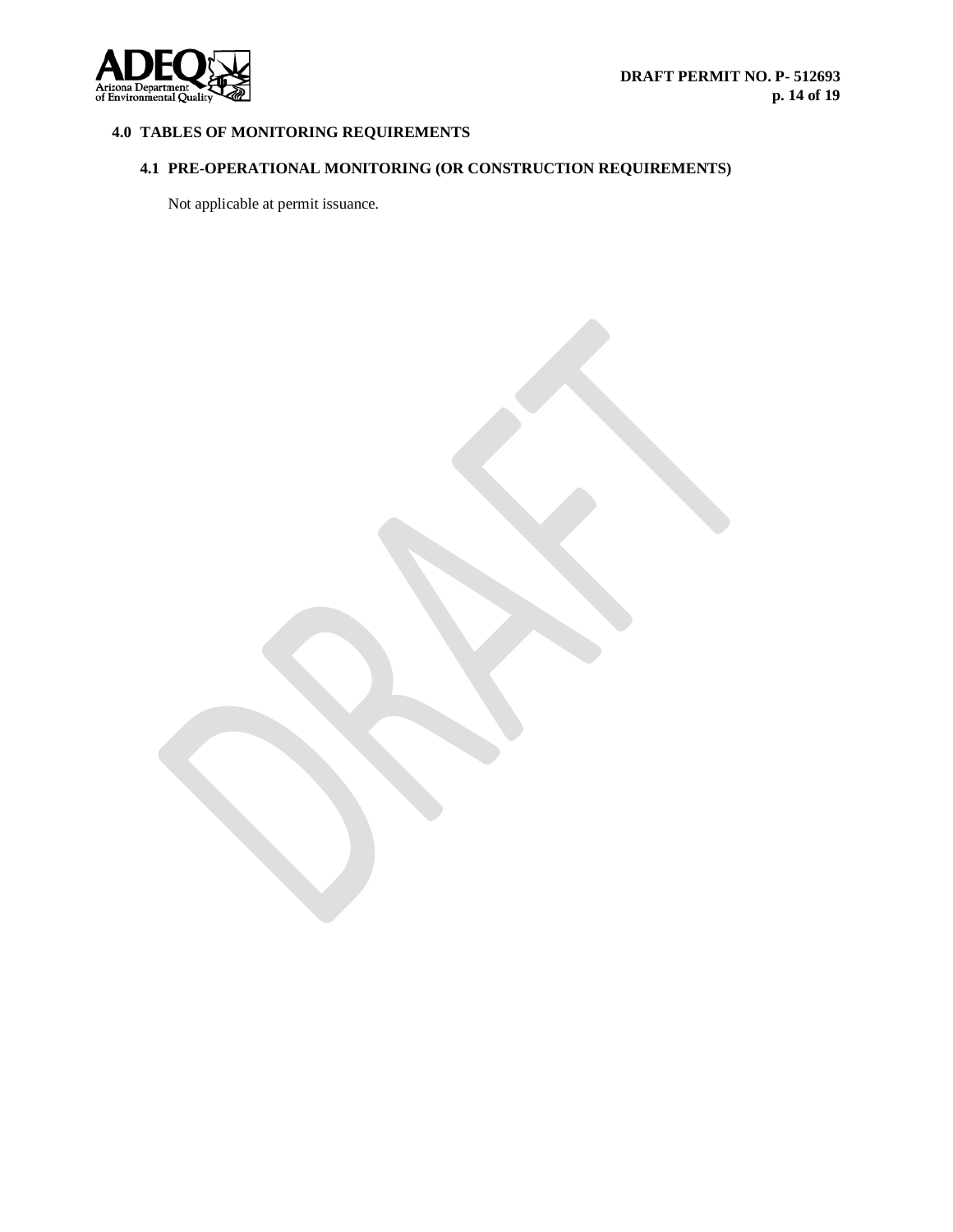## 4.0 TABLES OF MONITORING REQUIREMENTS

### 4.1 PRE-OPERATIONAL MONITORING (OR CONSTRUCTION REQUIREMENTS)

Not applicable at permit issuance.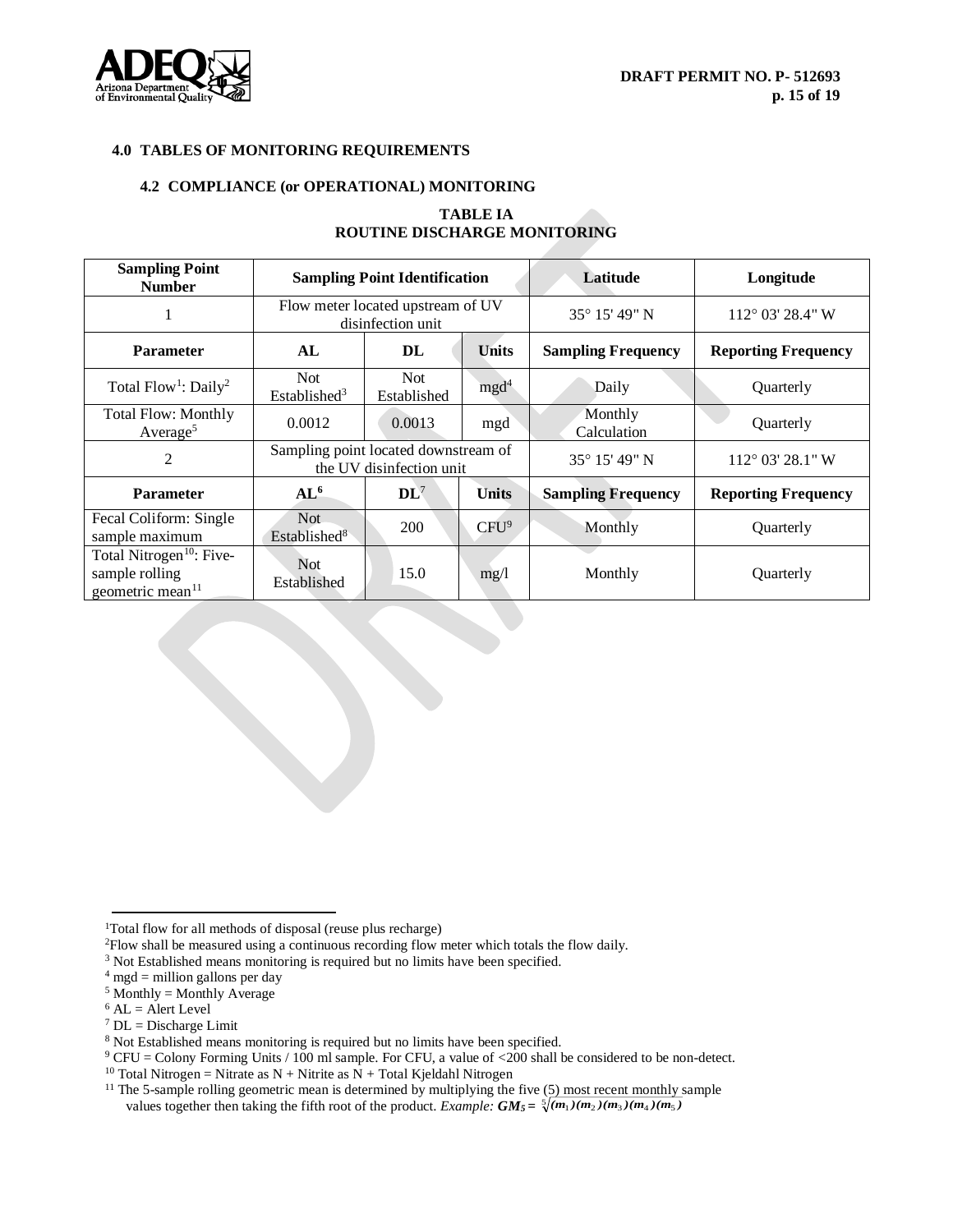## 4.0 TABLES OF MONITORING REQUIREMENTS

### 4.2 COMPLIANCE (or OPERATIONAL) MONITORING

**TABLE IA**
**ROUTINE DISCHARGE MONITORING**

| Sampling Point Number | Sampling Point Identification | | | Latitude | Longitude |
|---|---|---|---|---|---|
| 1 | Flow meter located upstream of UV disinfection unit | | | 35° 15' 49" N | 112° 03' 28.4" W |
| **Parameter** | **AL** | **DL** | **Units** | **Sampling Frequency** | **Reporting Frequency** |
| Total Flow[1]: Daily[2] | Not Established[3] | Not Established | mgd[4] | Daily | Quarterly |
| Total Flow: Monthly Average[5] | 0.0012 | 0.0013 | mgd | Monthly Calculation | Quarterly |
| 2 | Sampling point located downstream of the UV disinfection unit | | | 35° 15' 49" N | 112° 03' 28.1" W |
| **Parameter** | **AL[6]** | **DL[7]** | **Units** | **Sampling Frequency** | **Reporting Frequency** |
| Fecal Coliform: Single sample maximum | Not Established[8] | 200 | CFU[9] | Monthly | Quarterly |
| Total Nitrogen[10]: Five-sample rolling geometric mean[11] | Not Established | 15.0 | mg/l | Monthly | Quarterly |

---

[1] Total flow for all methods of disposal (reuse plus recharge)

[2] Flow shall be measured using a continuous recording flow meter which totals the flow daily.

[3] Not Established means monitoring is required but no limits have been specified.

[4] mgd = million gallons per day

[5] Monthly = Monthly Average

[6] AL = Alert Level

[7] DL = Discharge Limit

[8] Not Established means monitoring is required but no limits have been specified.

[9] CFU = Colony Forming Units / 100 ml sample. For CFU, a value of <200 shall be considered to be non-detect.

[10] Total Nitrogen = Nitrate as N + Nitrite as N + Total Kjeldahl Nitrogen

[11] The 5-sample rolling geometric mean is determined by multiplying the five (5) most recent monthly sample values together then taking the fifth root of the product. *Example:* $GM_5 = \sqrt[5]{(m_1)(m_2)(m_3)(m_4)(m_5)}$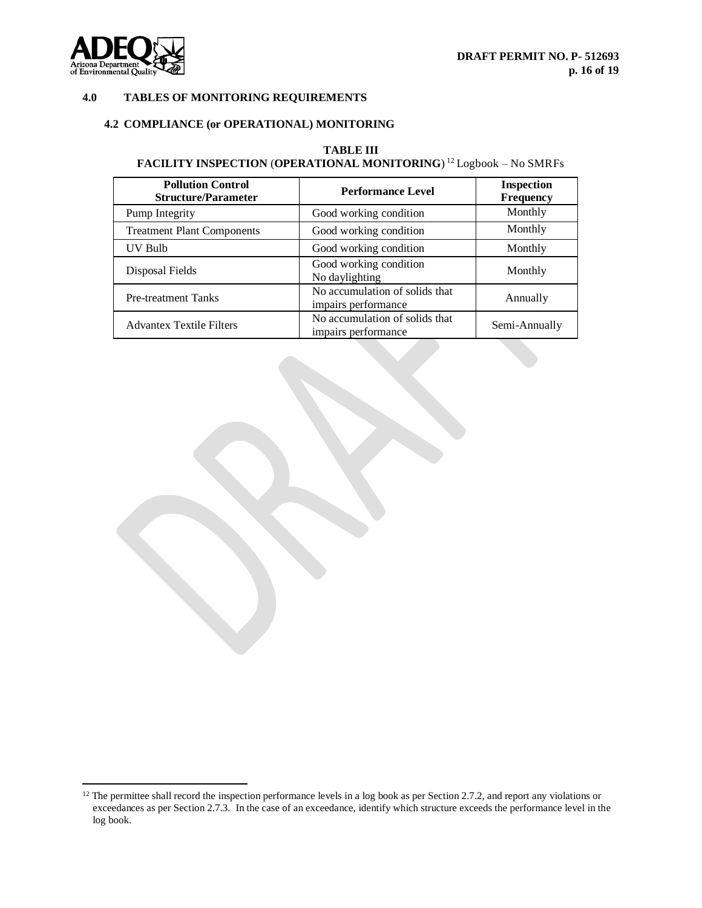## 4.0 TABLES OF MONITORING REQUIREMENTS

### 4.2 COMPLIANCE (or OPERATIONAL) MONITORING

**TABLE III**
**FACILITY INSPECTION (OPERATIONAL MONITORING)** [12] Logbook – No SMRFs

| Pollution Control Structure/Parameter | Performance Level | Inspection Frequency |
|---|---|---|
| Pump Integrity | Good working condition | Monthly |
| Treatment Plant Components | Good working condition | Monthly |
| UV Bulb | Good working condition | Monthly |
| Disposal Fields | Good working condition<br>No daylighting | Monthly |
| Pre-treatment Tanks | No accumulation of solids that impairs performance | Annually |
| Advantex Textile Filters | No accumulation of solids that impairs performance | Semi-Annually |

[12] The permittee shall record the inspection performance levels in a log book as per Section 2.7.2, and report any violations or exceedances as per Section 2.7.3. In the case of an exceedance, identify which structure exceeds the performance level in the log book.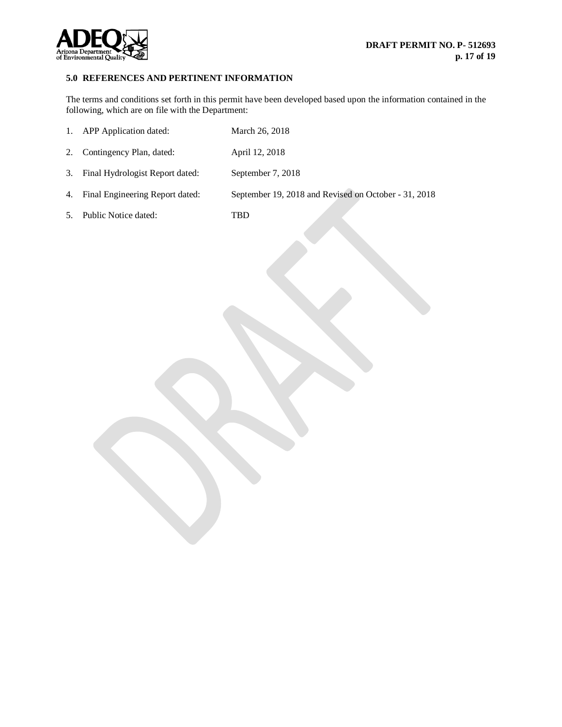## 5.0 REFERENCES AND PERTINENT INFORMATION

The terms and conditions set forth in this permit have been developed based upon the information contained in the following, which are on file with the Department:

1. APP Application dated: March 26, 2018
2. Contingency Plan, dated: April 12, 2018
3. Final Hydrologist Report dated: September 7, 2018
4. Final Engineering Report dated: September 19, 2018 and Revised on October - 31, 2018
5. Public Notice dated: TBD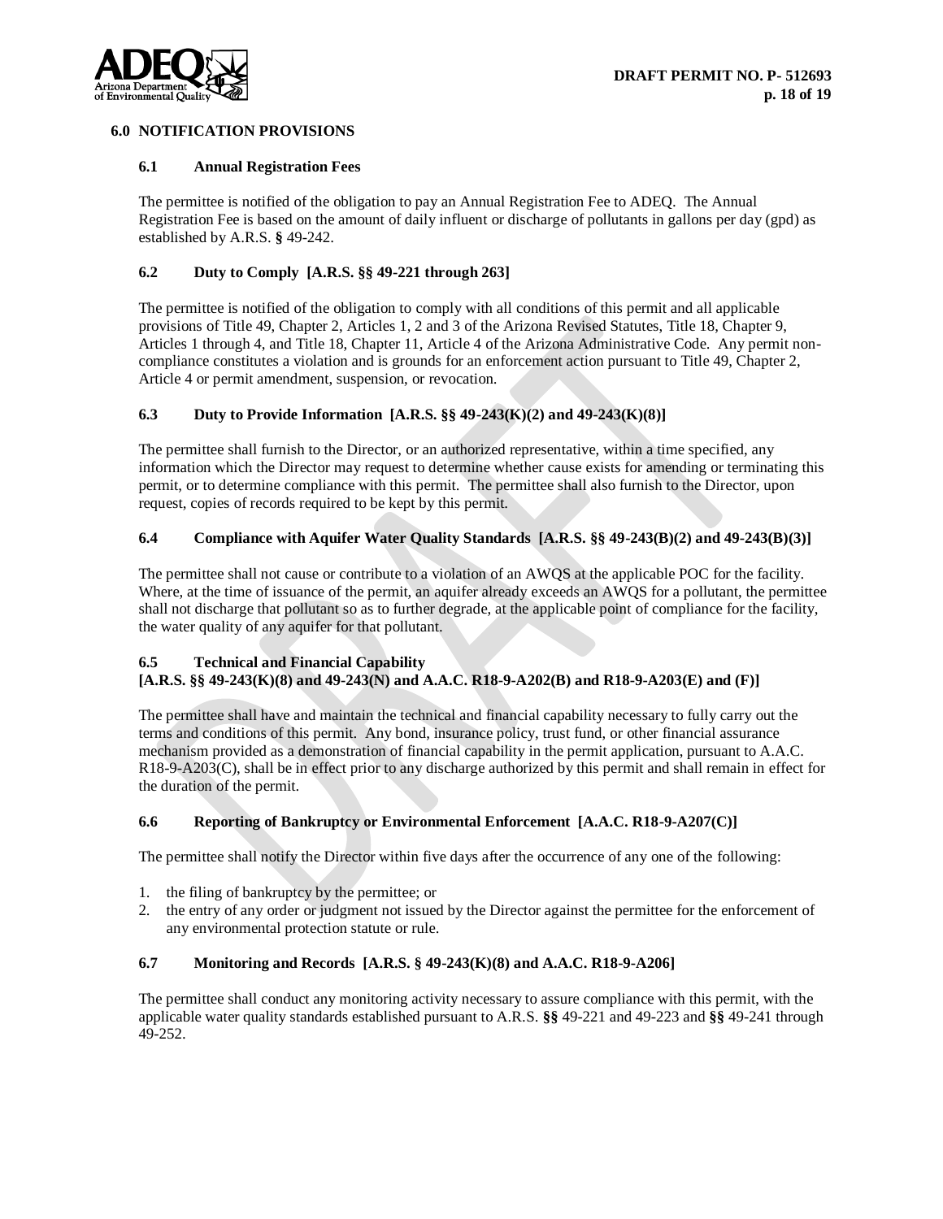## 6.0 NOTIFICATION PROVISIONS

### 6.1 Annual Registration Fees

The permittee is notified of the obligation to pay an Annual Registration Fee to ADEQ. The Annual Registration Fee is based on the amount of daily influent or discharge of pollutants in gallons per day (gpd) as established by A.R.S. **§** 49-242.

### 6.2 Duty to Comply [A.R.S. §§ 49-221 through 263]

The permittee is notified of the obligation to comply with all conditions of this permit and all applicable provisions of Title 49, Chapter 2, Articles 1, 2 and 3 of the Arizona Revised Statutes, Title 18, Chapter 9, Articles 1 through 4, and Title 18, Chapter 11, Article 4 of the Arizona Administrative Code. Any permit non-compliance constitutes a violation and is grounds for an enforcement action pursuant to Title 49, Chapter 2, Article 4 or permit amendment, suspension, or revocation.

### 6.3 Duty to Provide Information [A.R.S. §§ 49-243(K)(2) and 49-243(K)(8)]

The permittee shall furnish to the Director, or an authorized representative, within a time specified, any information which the Director may request to determine whether cause exists for amending or terminating this permit, or to determine compliance with this permit. The permittee shall also furnish to the Director, upon request, copies of records required to be kept by this permit.

### 6.4 Compliance with Aquifer Water Quality Standards [A.R.S. §§ 49-243(B)(2) and 49-243(B)(3)]

The permittee shall not cause or contribute to a violation of an AWQS at the applicable POC for the facility. Where, at the time of issuance of the permit, an aquifer already exceeds an AWQS for a pollutant, the permittee shall not discharge that pollutant so as to further degrade, at the applicable point of compliance for the facility, the water quality of any aquifer for that pollutant.

### 6.5 Technical and Financial Capability [A.R.S. §§ 49-243(K)(8) and 49-243(N) and A.A.C. R18-9-A202(B) and R18-9-A203(E) and (F)]

The permittee shall have and maintain the technical and financial capability necessary to fully carry out the terms and conditions of this permit. Any bond, insurance policy, trust fund, or other financial assurance mechanism provided as a demonstration of financial capability in the permit application, pursuant to A.A.C. R18-9-A203(C), shall be in effect prior to any discharge authorized by this permit and shall remain in effect for the duration of the permit.

### 6.6 Reporting of Bankruptcy or Environmental Enforcement [A.A.C. R18-9-A207(C)]

The permittee shall notify the Director within five days after the occurrence of any one of the following:

1. the filing of bankruptcy by the permittee; or
2. the entry of any order or judgment not issued by the Director against the permittee for the enforcement of any environmental protection statute or rule.

### 6.7 Monitoring and Records [A.R.S. § 49-243(K)(8) and A.A.C. R18-9-A206]

The permittee shall conduct any monitoring activity necessary to assure compliance with this permit, with the applicable water quality standards established pursuant to A.R.S. **§§** 49-221 and 49-223 and **§§** 49-241 through 49-252.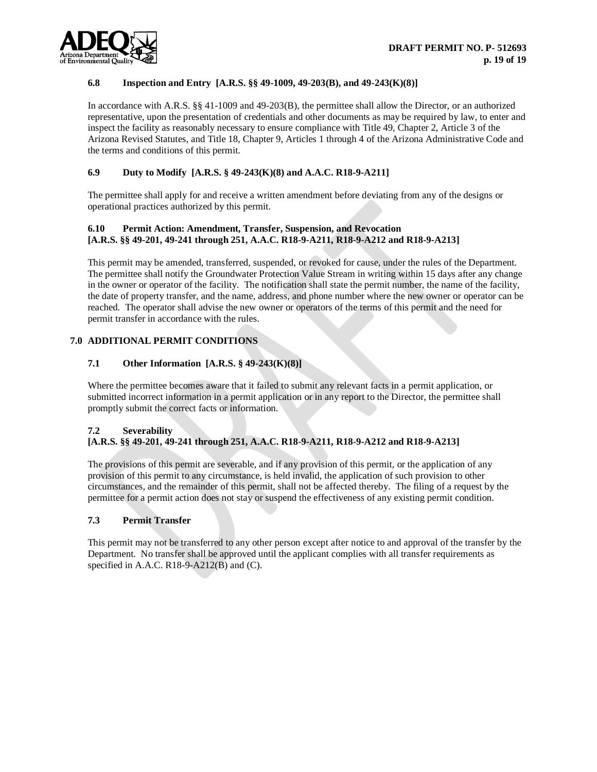### 6.8 Inspection and Entry [A.R.S. §§ 49-1009, 49-203(B), and 49-243(K)(8)]

In accordance with A.R.S. §§ 41-1009 and 49-203(B), the permittee shall allow the Director, or an authorized representative, upon the presentation of credentials and other documents as may be required by law, to enter and inspect the facility as reasonably necessary to ensure compliance with Title 49, Chapter 2, Article 3 of the Arizona Revised Statutes, and Title 18, Chapter 9, Articles 1 through 4 of the Arizona Administrative Code and the terms and conditions of this permit.

### 6.9 Duty to Modify [A.R.S. § 49-243(K)(8) and A.A.C. R18-9-A211]

The permittee shall apply for and receive a written amendment before deviating from any of the designs or operational practices authorized by this permit.

### 6.10 Permit Action: Amendment, Transfer, Suspension, and Revocation [A.R.S. §§ 49-201, 49-241 through 251, A.A.C. R18-9-A211, R18-9-A212 and R18-9-A213]

This permit may be amended, transferred, suspended, or revoked for cause, under the rules of the Department. The permittee shall notify the Groundwater Protection Value Stream in writing within 15 days after any change in the owner or operator of the facility. The notification shall state the permit number, the name of the facility, the date of property transfer, and the name, address, and phone number where the new owner or operator can be reached. The operator shall advise the new owner or operators of the terms of this permit and the need for permit transfer in accordance with the rules.

## 7.0 ADDITIONAL PERMIT CONDITIONS

### 7.1 Other Information [A.R.S. § 49-243(K)(8)]

Where the permittee becomes aware that it failed to submit any relevant facts in a permit application, or submitted incorrect information in a permit application or in any report to the Director, the permittee shall promptly submit the correct facts or information.

### 7.2 Severability [A.R.S. §§ 49-201, 49-241 through 251, A.A.C. R18-9-A211, R18-9-A212 and R18-9-A213]

The provisions of this permit are severable, and if any provision of this permit, or the application of any provision of this permit to any circumstance, is held invalid, the application of such provision to other circumstances, and the remainder of this permit, shall not be affected thereby. The filing of a request by the permittee for a permit action does not stay or suspend the effectiveness of any existing permit condition.

### 7.3 Permit Transfer

This permit may not be transferred to any other person except after notice to and approval of the transfer by the Department. No transfer shall be approved until the applicant complies with all transfer requirements as specified in A.A.C. R18-9-A212(B) and (C).